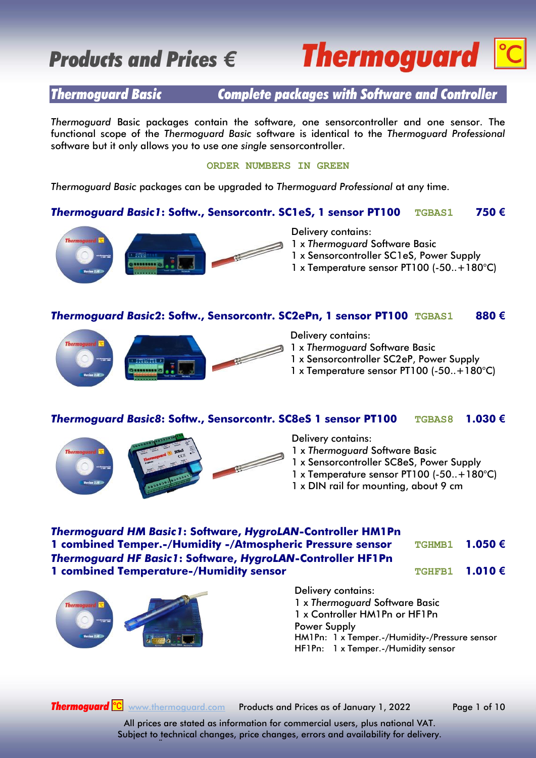# Products and Prices € Thermoguard

## Thermoguard Basic — Complete packages with Software and Controller

*Thermoguard* Basic packages contain the software, one sensorcontroller and one sensor. The functional scope of the *Thermoguard Basic* software is identical to the *Thermoguard Professional* software but it only allows you to use *one single* sensorcontroller.

**ORDER NUMBERS IN GREEN**

*Thermoguard Basic* packages can be upgraded to *Thermoguard Professional* at any time.

### *Thermoguard Basic1*: Softw., Sensorcontr. SC1eS, 1 sensor PT100 — TGBAS1 — 750 €

Delivery contains:
1 x *Thermoguard* Software Basic
1 x Sensorcontroller SC1eS, Power Supply
1 x Temperature sensor PT100 (-50..+180°C)

### *Thermoguard Basic2*: Softw., Sensorcontr. SC2ePn, 1 sensor PT100 — TGBAS1 — 880 €

Delivery contains:
1 x *Thermoguard* Software Basic
1 x Sensorcontroller SC2eP, Power Supply
1 x Temperature sensor PT100 (-50..+180°C)

### *Thermoguard Basic8*: Softw., Sensorcontr. SC8eS 1 sensor PT100 — TGBAS8 — 1.030 €

Delivery contains:
1 x *Thermoguard* Software Basic
1 x Sensorcontroller SC8eS, Power Supply
1 x Temperature sensor PT100 (-50..+180°C)
1 x DIN rail for mounting, about 9 cm

### *Thermoguard HM Basic1*: Software, *HygroLAN*-Controller HM1Pn 1 combined Temper.-/Humidity -/Atmospheric Pressure sensor — TGHMB1 — 1.050 €

### *Thermoguard HF Basic1*: Software, *HygroLAN*-Controller HF1Pn 1 combined Temperature-/Humidity sensor — TGHFB1 — 1.010 €

Delivery contains:
1 x *Thermoguard* Software Basic
1 x Controller HM1Pn or HF1Pn
Power Supply
HM1Pn: 1 x Temper.-/Humidity-/Pressure sensor
HF1Pn: 1 x Temper.-/Humidity sensor

Products and Prices as of January 1, 2022

All prices are stated as information for commercial users, plus national VAT.
Subject to technical changes, price changes, errors and availability for delivery.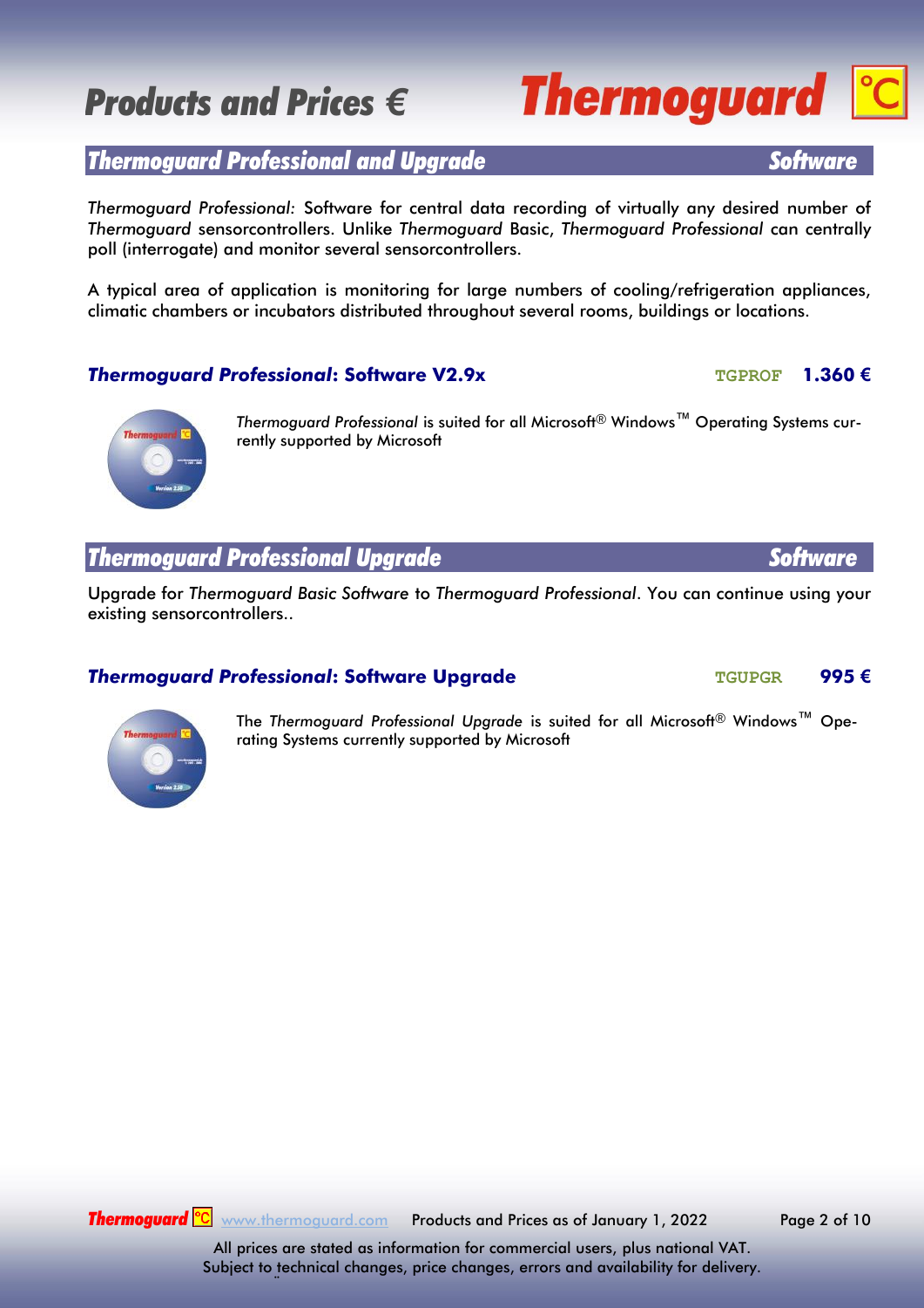# Products and Prices €

## *Thermoguard Professional and Upgrade* — *Software*

*Thermoguard Professional:* Software for central data recording of virtually any desired number of *Thermoguard* sensorcontrollers. Unlike *Thermoguard* Basic, *Thermoguard Professional* can centrally poll (interrogate) and monitor several sensorcontrollers.

A typical area of application is monitoring for large numbers of cooling/refrigeration appliances, climatic chambers or incubators distributed throughout several rooms, buildings or locations.

### *Thermoguard Professional*: Software V2.9x — TGPROF — 1.360 €

*Thermoguard Professional* is suited for all Microsoft® Windows™ Operating Systems currently supported by Microsoft

## *Thermoguard Professional Upgrade* — *Software*

Upgrade for *Thermoguard Basic Software* to *Thermoguard Professional*. You can continue using your existing sensorcontrollers..

### *Thermoguard Professional*: Software Upgrade — TGUPGR — 995 €

The *Thermoguard Professional Upgrade* is suited for all Microsoft® Windows™ Operating Systems currently supported by Microsoft

Products and Prices as of January 1, 2022

All prices are stated as information for commercial users, plus national VAT.
Subject to technical changes, price changes, errors and availability for delivery.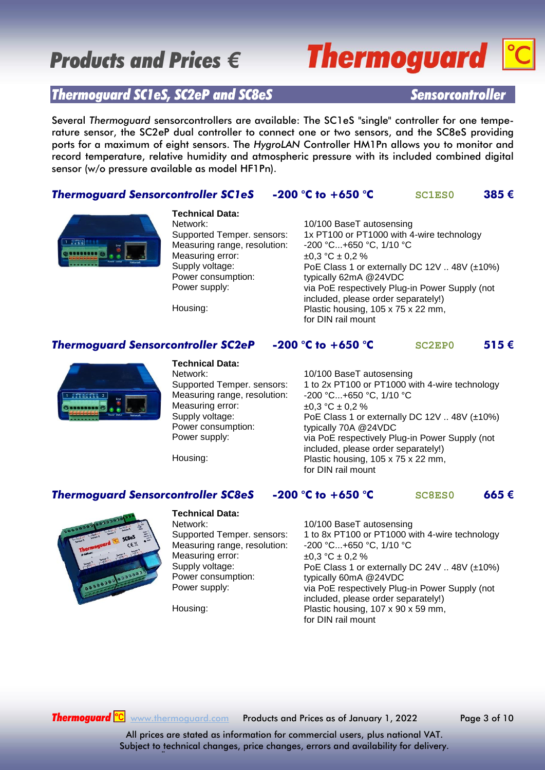# Products and Prices €

## Thermoguard SC1eS, SC2eP and SC8eS — Sensorcontroller

Several *Thermoguard* sensorcontrollers are available: The SC1eS "single" controller for one temperature sensor, the SC2eP dual controller to connect one or two sensors, and the SC8eS providing ports for a maximum of eight sensors. The *HygroLAN* Controller HM1Pn allows you to monitor and record temperature, relative humidity and atmospheric pressure with its included combined digital sensor (w/o pressure available as model HF1Pn).

### Thermoguard Sensorcontroller SC1eS — -200 °C to +650 °C — SC1ES0 — 385 €

**Technical Data:**

| | |
|---|---|
| Network: | 10/100 BaseT autosensing |
| Supported Temper. sensors: | 1x PT100 or PT1000 with 4-wire technology |
| Measuring range, resolution: | -200 °C...+650 °C, 1/10 °C |
| Measuring error: | ±0,3 °C ± 0,2 % |
| Supply voltage: | PoE Class 1 or externally DC 12V .. 48V (±10%) |
| Power consumption: | typically 62mA @24VDC |
| Power supply: | via PoE respectively Plug-in Power Supply (not included, please order separately!) |
| Housing: | Plastic housing, 105 x 75 x 22 mm, for DIN rail mount |

### Thermoguard Sensorcontroller SC2eP — -200 °C to +650 °C — SC2EP0 — 515 €

**Technical Data:**

| | |
|---|---|
| Network: | 10/100 BaseT autosensing |
| Supported Temper. sensors: | 1 to 2x PT100 or PT1000 with 4-wire technology |
| Measuring range, resolution: | -200 °C...+650 °C, 1/10 °C |
| Measuring error: | ±0,3 °C ± 0,2 % |
| Supply voltage: | PoE Class 1 or externally DC 12V .. 48V (±10%) |
| Power consumption: | typically 70A @24VDC |
| Power supply: | via PoE respectively Plug-in Power Supply (not included, please order separately!) |
| Housing: | Plastic housing, 105 x 75 x 22 mm, for DIN rail mount |

### Thermoguard Sensorcontroller SC8eS — -200 °C to +650 °C — SC8ES0 — 665 €

**Technical Data:**

| | |
|---|---|
| Network: | 10/100 BaseT autosensing |
| Supported Temper. sensors: | 1 to 8x PT100 or PT1000 with 4-wire technology |
| Measuring range, resolution: | -200 °C...+650 °C, 1/10 °C |
| Measuring error: | ±0,3 °C ± 0,2 % |
| Supply voltage: | PoE Class 1 or externally DC 24V .. 48V (±10%) |
| Power consumption: | typically 60mA @24VDC |
| Power supply: | via PoE respectively Plug-in Power Supply (not included, please order separately!) |
| Housing: | Plastic housing, 107 x 90 x 59 mm, for DIN rail mount |

All prices are stated as information for commercial users, plus national VAT.
Subject to technical changes, price changes, errors and availability for delivery.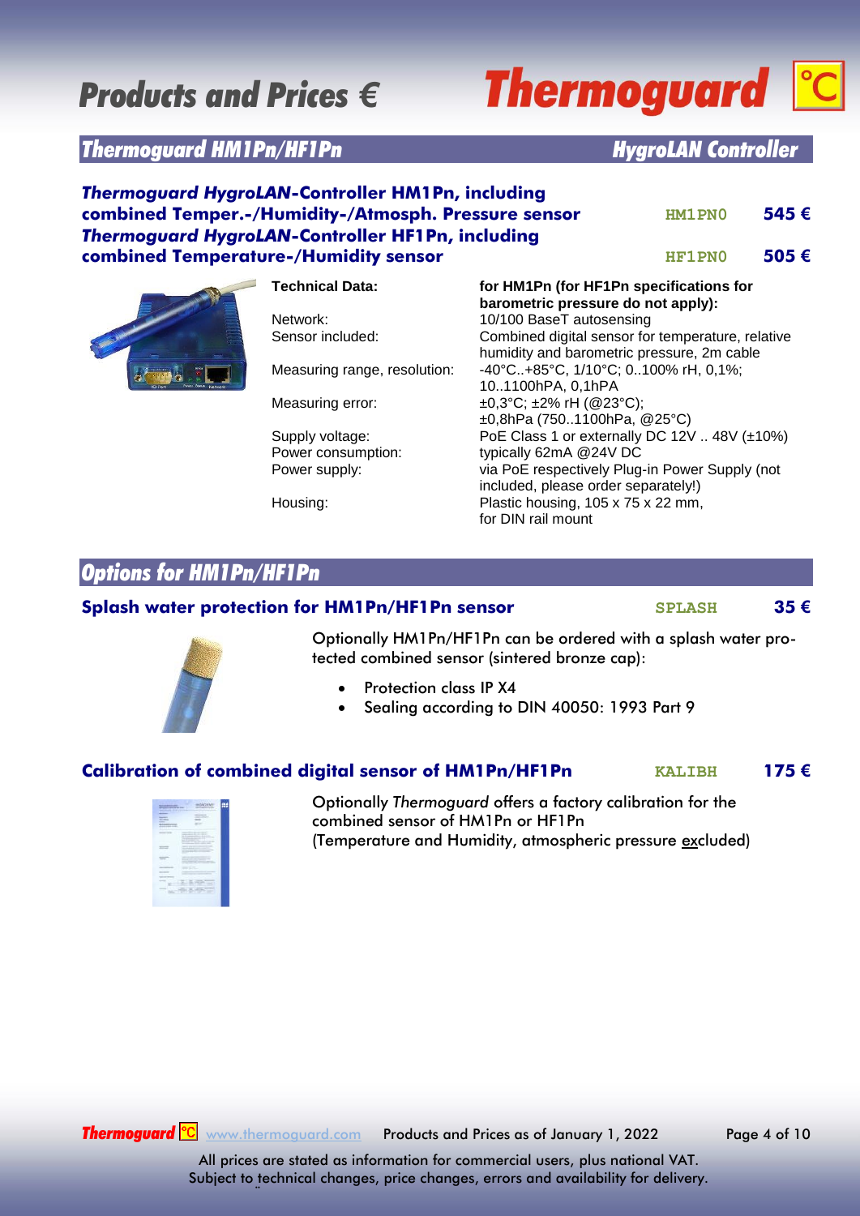# Products and Prices €

## Thermoguard HM1Pn/HF1Pn — HygroLAN Controller

| Product | Order code | Price |
|---|---|---|
| ***Thermoguard HygroLAN*-Controller HM1Pn, including combined Temper.-/Humidity-/Atmosph. Pressure sensor** | HM1PN0 | **545 €** |
| ***Thermoguard HygroLAN*-Controller HF1Pn, including combined Temperature-/Humidity sensor** | HF1PN0 | **505 €** |

| **Technical Data:** | **for HM1Pn (for HF1Pn specifications for barometric pressure do not apply):** |
|---|---|
| Network: | 10/100 BaseT autosensing |
| Sensor included: | Combined digital sensor for temperature, relative humidity and barometric pressure, 2m cable |
| Measuring range, resolution: | -40°C..+85°C, 1/10°C; 0..100% rH, 0,1%; 10..1100hPA, 0,1hPA |
| Measuring error: | ±0,3°C; ±2% rH (@23°C); ±0,8hPa (750..1100hPa, @25°C) |
| Supply voltage: | PoE Class 1 or externally DC 12V .. 48V (±10%) |
| Power consumption: | typically 62mA @24V DC |
| Power supply: | via PoE respectively Plug-in Power Supply (not included, please order separately!) |
| Housing: | Plastic housing, 105 x 75 x 22 mm, for DIN rail mount |

## Options for HM1Pn/HF1Pn

### Splash water protection for HM1Pn/HF1Pn sensor — SPLASH — 35 €

Optionally HM1Pn/HF1Pn can be ordered with a splash water protected combined sensor (sintered bronze cap):

- Protection class IP X4
- Sealing according to DIN 40050: 1993 Part 9

### Calibration of combined digital sensor of HM1Pn/HF1Pn — KALIBH — 175 €

Optionally *Thermoguard* offers a factory calibration for the combined sensor of HM1Pn or HF1Pn
(Temperature and Humidity, atmospheric pressure excluded)

All prices are stated as information for commercial users, plus national VAT.
Subject to technical changes, price changes, errors and availability for delivery.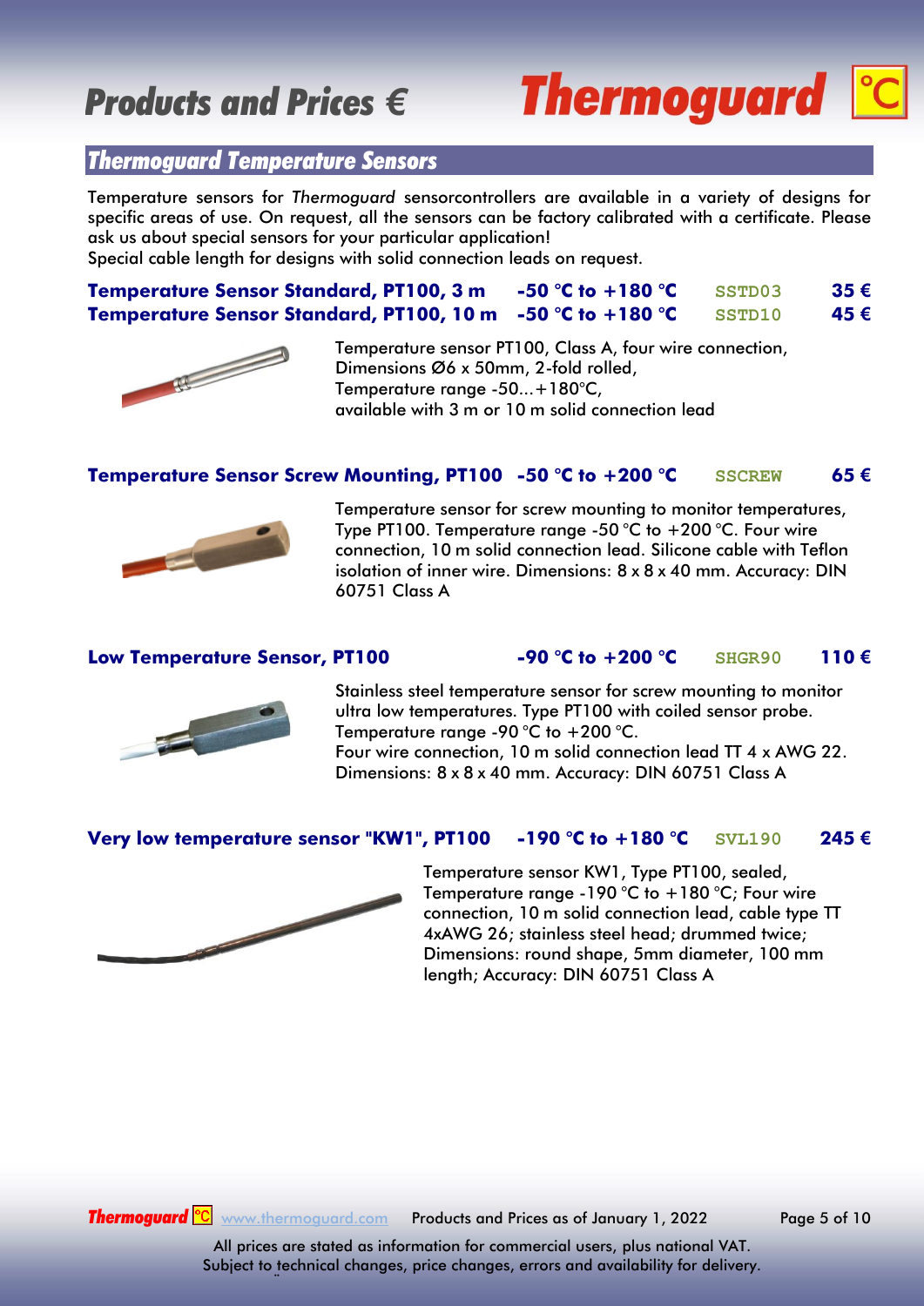# Products and Prices €

## Thermoguard Temperature Sensors

Temperature sensors for *Thermoguard* sensorcontrollers are available in a variety of designs for specific areas of use. On request, all the sensors can be factory calibrated with a certificate. Please ask us about special sensors for your particular application!
Special cable length for designs with solid connection leads on request.

| Product | Temperature range | Code | Price |
|---|---|---|---|
| **Temperature Sensor Standard, PT100, 3 m** | **-50 °C to +180 °C** | **SSTD03** | **35 €** |
| **Temperature Sensor Standard, PT100, 10 m** | **-50 °C to +180 °C** | **SSTD10** | **45 €** |

Temperature sensor PT100, Class A, four wire connection,
Dimensions Ø6 x 50mm, 2-fold rolled,
Temperature range -50...+180°C,
available with 3 m or 10 m solid connection lead

| Product | Temperature range | Code | Price |
|---|---|---|---|
| **Temperature Sensor Screw Mounting, PT100** | **-50 °C to +200 °C** | **SSCREW** | **65 €** |

Temperature sensor for screw mounting to monitor temperatures, Type PT100. Temperature range -50 °C to +200 °C. Four wire connection, 10 m solid connection lead. Silicone cable with Teflon isolation of inner wire. Dimensions: 8 x 8 x 40 mm. Accuracy: DIN 60751 Class A

| Product | Temperature range | Code | Price |
|---|---|---|---|
| **Low Temperature Sensor, PT100** | **-90 °C to +200 °C** | **SHGR90** | **110 €** |

Stainless steel temperature sensor for screw mounting to monitor ultra low temperatures. Type PT100 with coiled sensor probe. Temperature range -90 °C to +200 °C.
Four wire connection, 10 m solid connection lead TT 4 x AWG 22.
Dimensions: 8 x 8 x 40 mm. Accuracy: DIN 60751 Class A

| Product | Temperature range | Code | Price |
|---|---|---|---|
| **Very low temperature sensor "KW1", PT100** | **-190 °C to +180 °C** | **SVL190** | **245 €** |

Temperature sensor KW1, Type PT100, sealed, Temperature range -190 °C to +180 °C; Four wire connection, 10 m solid connection lead, cable type TT 4xAWG 26; stainless steel head; drummed twice; Dimensions: round shape, 5mm diameter, 100 mm length; Accuracy: DIN 60751 Class A

Products and Prices as of January 1, 2022

All prices are stated as information for commercial users, plus national VAT.
Subject to technical changes, price changes, errors and availability for delivery.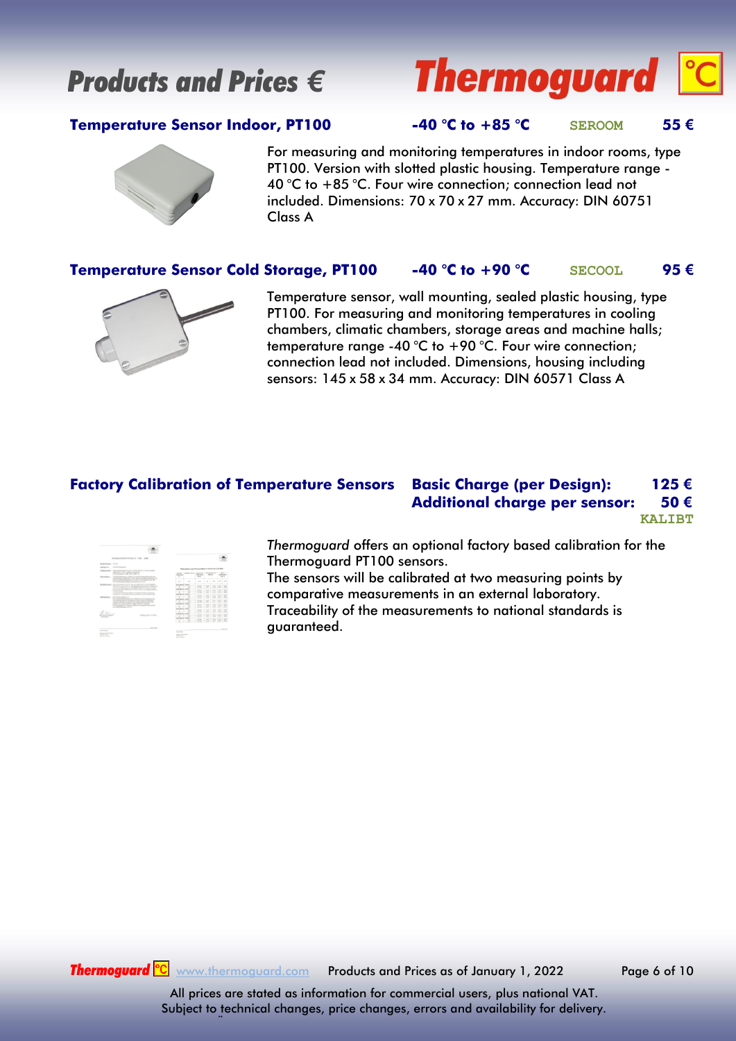# Products and Prices €

## Thermoguard °C

### Temperature Sensor Indoor, PT100 — -40 °C to +85 °C — SEROOM — 55 €

For measuring and monitoring temperatures in indoor rooms, type PT100. Version with slotted plastic housing. Temperature range -40 °C to +85 °C. Four wire connection; connection lead not included. Dimensions: 70 x 70 x 27 mm. Accuracy: DIN 60751 Class A

### Temperature Sensor Cold Storage, PT100 — -40 °C to +90 °C — SECOOL — 95 €

Temperature sensor, wall mounting, sealed plastic housing, type PT100. For measuring and monitoring temperatures in cooling chambers, climatic chambers, storage areas and machine halls; temperature range -40 °C to +90 °C. Four wire connection; connection lead not included. Dimensions, housing including sensors: 145 x 58 x 34 mm. Accuracy: DIN 60571 Class A

### Factory Calibration of Temperature Sensors

**Basic Charge (per Design): 125 €**
**Additional charge per sensor: 50 €**
**KALIBT**

*Thermoguard* offers an optional factory based calibration for the Thermoguard PT100 sensors.
The sensors will be calibrated at two measuring points by comparative measurements in an external laboratory.
Traceability of the measurements to national standards is guaranteed.

All prices are stated as information for commercial users, plus national VAT.
Subject to technical changes, price changes, errors and availability for delivery.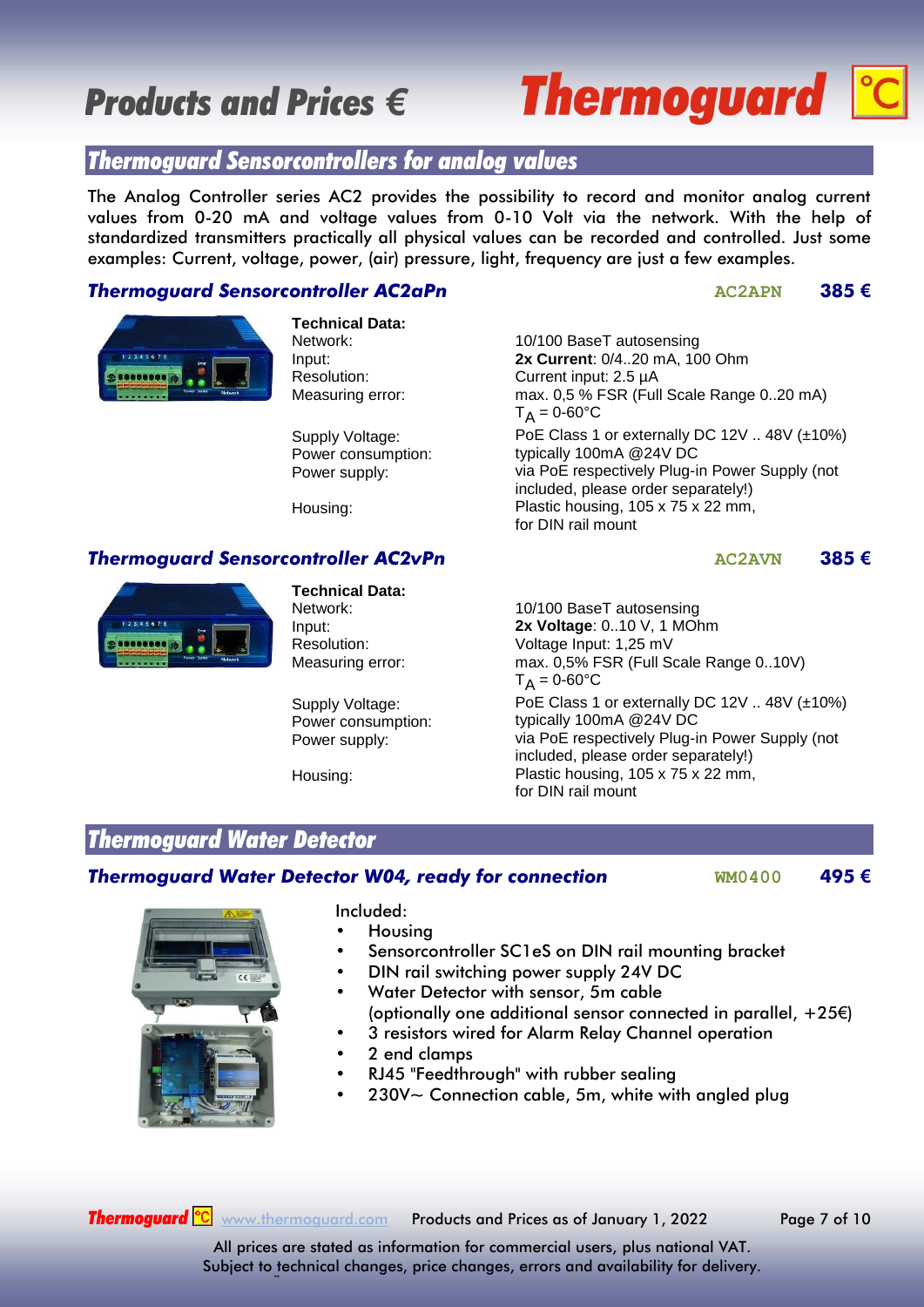## Thermoguard Sensorcontrollers for analog values

The Analog Controller series AC2 provides the possibility to record and monitor analog current values from 0-20 mA and voltage values from 0-10 Volt via the network. With the help of standardized transmitters practically all physical values can be recorded and controlled. Just some examples: Current, voltage, power, (air) pressure, light, frequency are just a few examples.

### Thermoguard Sensorcontroller AC2aPn

AC2APN **385 €**

**Technical Data:**

| | |
|---|---|
| Network: | 10/100 BaseT autosensing |
| Input: | **2x Current**: 0/4..20 mA, 100 Ohm |
| Resolution: | Current input: 2.5 µA |
| Measuring error: | max. 0,5 % FSR (Full Scale Range 0..20 mA) $T_A$ = 0-60°C |
| Supply Voltage: | PoE Class 1 or externally DC 12V .. 48V (±10%) |
| Power consumption: | typically 100mA @24V DC |
| Power supply: | via PoE respectively Plug-in Power Supply (not included, please order separately!) |
| Housing: | Plastic housing, 105 x 75 x 22 mm, for DIN rail mount |

### Thermoguard Sensorcontroller AC2vPn

AC2AVN **385 €**

**Technical Data:**

| | |
|---|---|
| Network: | 10/100 BaseT autosensing |
| Input: | **2x Voltage**: 0..10 V, 1 MOhm |
| Resolution: | Voltage Input: 1,25 mV |
| Measuring error: | max. 0,5% FSR (Full Scale Range 0..10V) $T_A$ = 0-60°C |
| Supply Voltage: | PoE Class 1 or externally DC 12V .. 48V (±10%) |
| Power consumption: | typically 100mA @24V DC |
| Power supply: | via PoE respectively Plug-in Power Supply (not included, please order separately!) |
| Housing: | Plastic housing, 105 x 75 x 22 mm, for DIN rail mount |

## Thermoguard Water Detector

### Thermoguard Water Detector W04, ready for connection

WM0400 **495 €**

Included:

- Housing
- Sensorcontroller SC1eS on DIN rail mounting bracket
- DIN rail switching power supply 24V DC
- Water Detector with sensor, 5m cable
  (optionally one additional sensor connected in parallel, +25€)
- 3 resistors wired for Alarm Relay Channel operation
- 2 end clamps
- RJ45 "Feedthrough" with rubber sealing
- 230V~ Connection cable, 5m, white with angled plug

All prices are stated as information for commercial users, plus national VAT.
Subject to technical changes, price changes, errors and availability for delivery.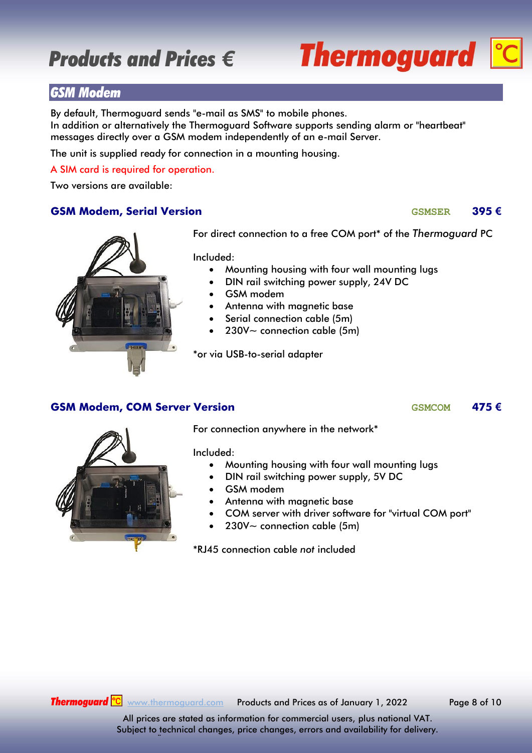# Products and Prices €

## GSM Modem

By default, Thermoguard sends "e-mail as SMS" to mobile phones.
In addition or alternatively the Thermoguard Software supports sending alarm or "heartbeat" messages directly over a GSM modem independently of an e-mail Server.

The unit is supplied ready for connection in a mounting housing.

A SIM card is required for operation.

Two versions are available:

### GSM Modem, Serial Version — GSMSER — 395 €

For direct connection to a free COM port* of the *Thermoguard* PC

Included:

- Mounting housing with four wall mounting lugs
- DIN rail switching power supply, 24V DC
- GSM modem
- Antenna with magnetic base
- Serial connection cable (5m)
- 230V~ connection cable (5m)

*or via USB-to-serial adapter

### GSM Modem, COM Server Version — GSMCOM — 475 €

For connection anywhere in the network*

Included:

- Mounting housing with four wall mounting lugs
- DIN rail switching power supply, 5V DC
- GSM modem
- Antenna with magnetic base
- COM server with driver software for "virtual COM port"
- 230V~ connection cable (5m)

*RJ45 connection cable *not* included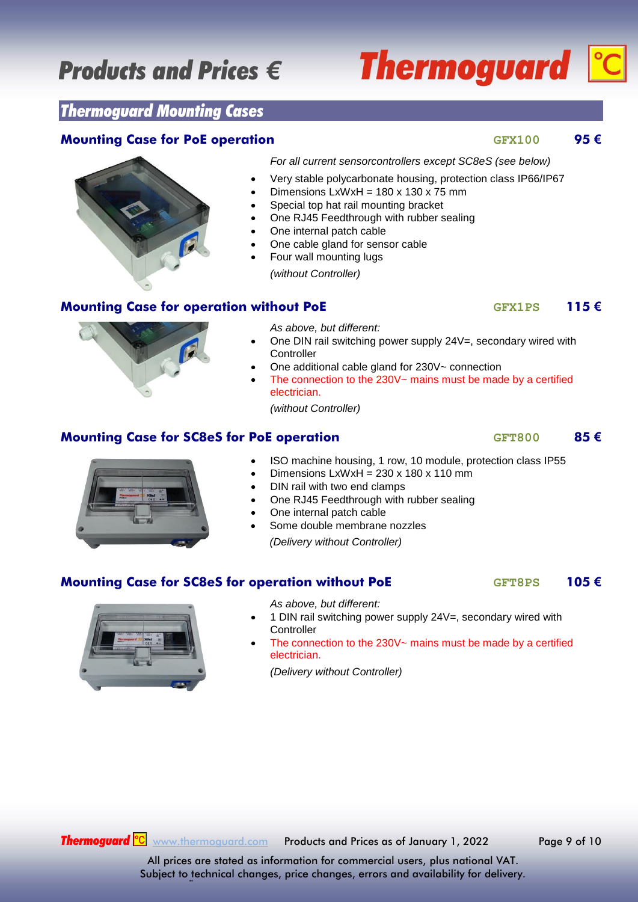# Products and Prices €

## Thermoguard Mounting Cases

### Mounting Case for PoE operation — GFX100 — 95 €

*For all current sensorcontrollers except SC8eS (see below)*

- Very stable polycarbonate housing, protection class IP66/IP67
- Dimensions LxWxH = 180 x 130 x 75 mm
- Special top hat rail mounting bracket
- One RJ45 Feedthrough with rubber sealing
- One internal patch cable
- One cable gland for sensor cable
- Four wall mounting lugs

*(without Controller)*

### Mounting Case for operation without PoE — GFX1PS — 115 €

*As above, but different:*

- One DIN rail switching power supply 24V=, secondary wired with Controller
- One additional cable gland for 230V~ connection
- The connection to the 230V~ mains must be made by a certified electrician.

*(without Controller)*

### Mounting Case for SC8eS for PoE operation — GFT800 — 85 €

- ISO machine housing, 1 row, 10 module, protection class IP55
- Dimensions LxWxH = 230 x 180 x 110 mm
- DIN rail with two end clamps
- One RJ45 Feedthrough with rubber sealing
- One internal patch cable
- Some double membrane nozzles

*(Delivery without Controller)*

### Mounting Case for SC8eS for operation without PoE — GFT8PS — 105 €

*As above, but different:*

- 1 DIN rail switching power supply 24V=, secondary wired with Controller
- The connection to the 230V~ mains must be made by a certified electrician.

*(Delivery without Controller)*

Thermoguard www.thermoguard.com Products and Prices as of January 1, 2022

All prices are stated as information for commercial users, plus national VAT.
Subject to technical changes, price changes, errors and availability for delivery.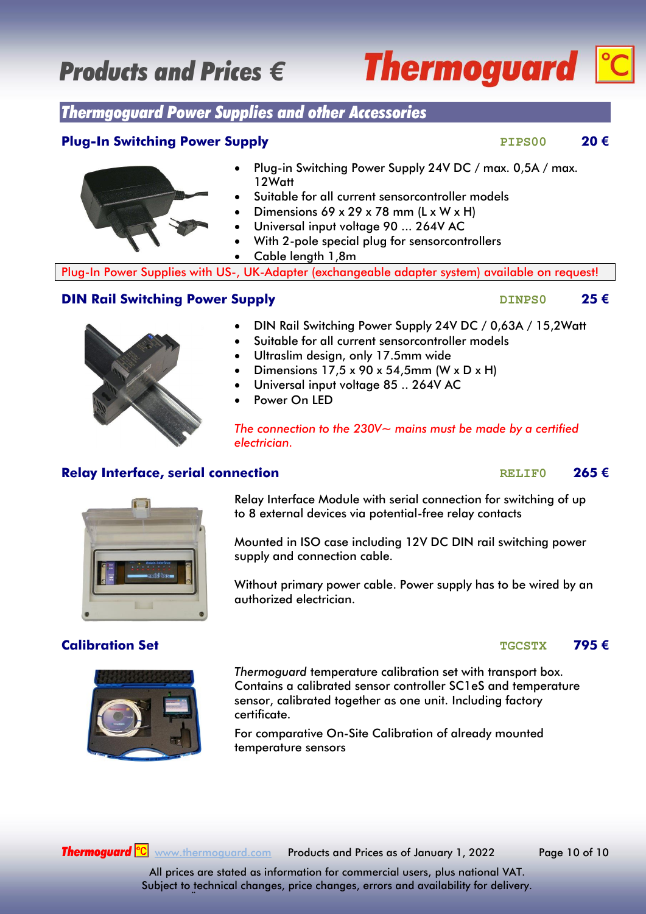# Products and Prices €

## Thermgoguard Power Supplies and other Accessories

### Plug-In Switching Power Supply — PIPS00 — 20 €

- Plug-in Switching Power Supply 24V DC / max. 0,5A / max. 12Watt
- Suitable for all current sensorcontroller models
- Dimensions 69 x 29 x 78 mm (L x W x H)
- Universal input voltage 90 ... 264V AC
- With 2-pole special plug for sensorcontrollers
- Cable length 1,8m

Plug-In Power Supplies with US-, UK-Adapter (exchangeable adapter system) available on request!

### DIN Rail Switching Power Supply — DINPS0 — 25 €

- DIN Rail Switching Power Supply 24V DC / 0,63A / 15,2Watt
- Suitable for all current sensorcontroller models
- Ultraslim design, only 17.5mm wide
- Dimensions 17,5 x 90 x 54,5mm (W x D x H)
- Universal input voltage 85 .. 264V AC
- Power On LED

*The connection to the 230V~ mains must be made by a certified electrician.*

### Relay Interface, serial connection — RELIF0 — 265 €

Relay Interface Module with serial connection for switching of up to 8 external devices via potential-free relay contacts

Mounted in ISO case including 12V DC DIN rail switching power supply and connection cable.

Without primary power cable. Power supply has to be wired by an authorized electrician.

### Calibration Set — TGCSTX — 795 €

*Thermoguard* temperature calibration set with transport box. Contains a calibrated sensor controller SC1eS and temperature sensor, calibrated together as one unit. Including factory certificate.

For comparative On-Site Calibration of already mounted temperature sensors

Products and Prices as of January 1, 2022

All prices are stated as information for commercial users, plus national VAT.
Subject to technical changes, price changes, errors and availability for delivery.